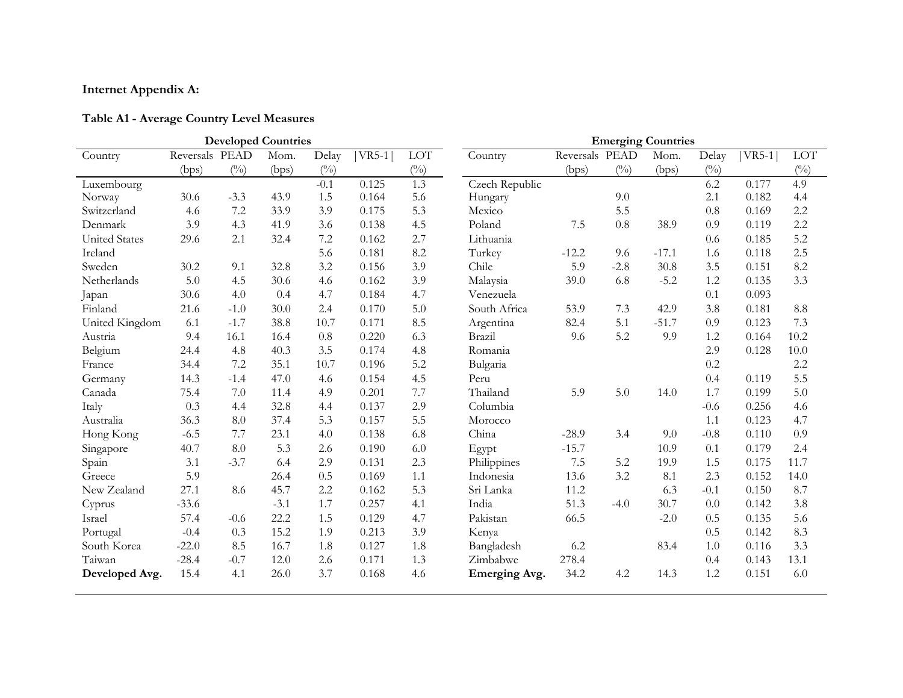**Internet Appendix A:**

**Table A1 - Average Country Level Measures**

| Developed Countries | | | | | | | Emerging Countries | | | | | | |
|---|---|---|---|---|---|---|---|---|---|---|---|---|---|
| Country | Reversals (bps) | PEAD (%) | Mom. (bps) | Delay (%) | \|VR5-1\| | LOT (%) | Country | Reversals (bps) | PEAD (%) | Mom. (bps) | Delay (%) | \|VR5-1\| | LOT (%) |
| Luxembourg | | | | -0.1 | 0.125 | 1.3 | Czech Republic | | | | 6.2 | 0.177 | 4.9 |
| Norway | 30.6 | -3.3 | 43.9 | 1.5 | 0.164 | 5.6 | Hungary | | 9.0 | | 2.1 | 0.182 | 4.4 |
| Switzerland | 4.6 | 7.2 | 33.9 | 3.9 | 0.175 | 5.3 | Mexico | | 5.5 | | 0.8 | 0.169 | 2.2 |
| Denmark | 3.9 | 4.3 | 41.9 | 3.6 | 0.138 | 4.5 | Poland | 7.5 | 0.8 | 38.9 | 0.9 | 0.119 | 2.2 |
| United States | 29.6 | 2.1 | 32.4 | 7.2 | 0.162 | 2.7 | Lithuania | | | | 0.6 | 0.185 | 5.2 |
| Ireland | | | | 5.6 | 0.181 | 8.2 | Turkey | -12.2 | 9.6 | -17.1 | 1.6 | 0.118 | 2.5 |
| Sweden | 30.2 | 9.1 | 32.8 | 3.2 | 0.156 | 3.9 | Chile | 5.9 | -2.8 | 30.8 | 3.5 | 0.151 | 8.2 |
| Netherlands | 5.0 | 4.5 | 30.6 | 4.6 | 0.162 | 3.9 | Malaysia | 39.0 | 6.8 | -5.2 | 1.2 | 0.135 | 3.3 |
| Japan | 30.6 | 4.0 | 0.4 | 4.7 | 0.184 | 4.7 | Venezuela | | | | 0.1 | 0.093 | |
| Finland | 21.6 | -1.0 | 30.0 | 2.4 | 0.170 | 5.0 | South Africa | 53.9 | 7.3 | 42.9 | 3.8 | 0.181 | 8.8 |
| United Kingdom | 6.1 | -1.7 | 38.8 | 10.7 | 0.171 | 8.5 | Argentina | 82.4 | 5.1 | -51.7 | 0.9 | 0.123 | 7.3 |
| Austria | 9.4 | 16.1 | 16.4 | 0.8 | 0.220 | 6.3 | Brazil | 9.6 | 5.2 | 9.9 | 1.2 | 0.164 | 10.2 |
| Belgium | 24.4 | 4.8 | 40.3 | 3.5 | 0.174 | 4.8 | Romania | | | | 2.9 | 0.128 | 10.0 |
| France | 34.4 | 7.2 | 35.1 | 10.7 | 0.196 | 5.2 | Bulgaria | | | | 0.2 | | 2.2 |
| Germany | 14.3 | -1.4 | 47.0 | 4.6 | 0.154 | 4.5 | Peru | | | | 0.4 | 0.119 | 5.5 |
| Canada | 75.4 | 7.0 | 11.4 | 4.9 | 0.201 | 7.7 | Thailand | 5.9 | 5.0 | 14.0 | 1.7 | 0.199 | 5.0 |
| Italy | 0.3 | 4.4 | 32.8 | 4.4 | 0.137 | 2.9 | Columbia | | | | -0.6 | 0.256 | 4.6 |
| Australia | 36.3 | 8.0 | 37.4 | 5.3 | 0.157 | 5.5 | Morocco | | | | 1.1 | 0.123 | 4.7 |
| Hong Kong | -6.5 | 7.7 | 23.1 | 4.0 | 0.138 | 6.8 | China | -28.9 | 3.4 | 9.0 | -0.8 | 0.110 | 0.9 |
| Singapore | 40.7 | 8.0 | 5.3 | 2.6 | 0.190 | 6.0 | Egypt | -15.7 | | 10.9 | 0.1 | 0.179 | 2.4 |
| Spain | 3.1 | -3.7 | 6.4 | 2.9 | 0.131 | 2.3 | Philippines | 7.5 | 5.2 | 19.9 | 1.5 | 0.175 | 11.7 |
| Greece | 5.9 | | 26.4 | 0.5 | 0.169 | 1.1 | Indonesia | 13.6 | 3.2 | 8.1 | 2.3 | 0.152 | 14.0 |
| New Zealand | 27.1 | 8.6 | 45.7 | 2.2 | 0.162 | 5.3 | Sri Lanka | 11.2 | | 6.3 | -0.1 | 0.150 | 8.7 |
| Cyprus | -33.6 | | -3.1 | 1.7 | 0.257 | 4.1 | India | 51.3 | -4.0 | 30.7 | 0.0 | 0.142 | 3.8 |
| Israel | 57.4 | -0.6 | 22.2 | 1.5 | 0.129 | 4.7 | Pakistan | 66.5 | | -2.0 | 0.5 | 0.135 | 5.6 |
| Portugal | -0.4 | 0.3 | 15.2 | 1.9 | 0.213 | 3.9 | Kenya | | | | 0.5 | 0.142 | 8.3 |
| South Korea | -22.0 | 8.5 | 16.7 | 1.8 | 0.127 | 1.8 | Bangladesh | 6.2 | | 83.4 | 1.0 | 0.116 | 3.3 |
| Taiwan | -28.4 | -0.7 | 12.0 | 2.6 | 0.171 | 1.3 | Zimbabwe | 278.4 | | | 0.4 | 0.143 | 13.1 |
| **Developed Avg.** | 15.4 | 4.1 | 26.0 | 3.7 | 0.168 | 4.6 | **Emerging Avg.** | 34.2 | 4.2 | 14.3 | 1.2 | 0.151 | 6.0 |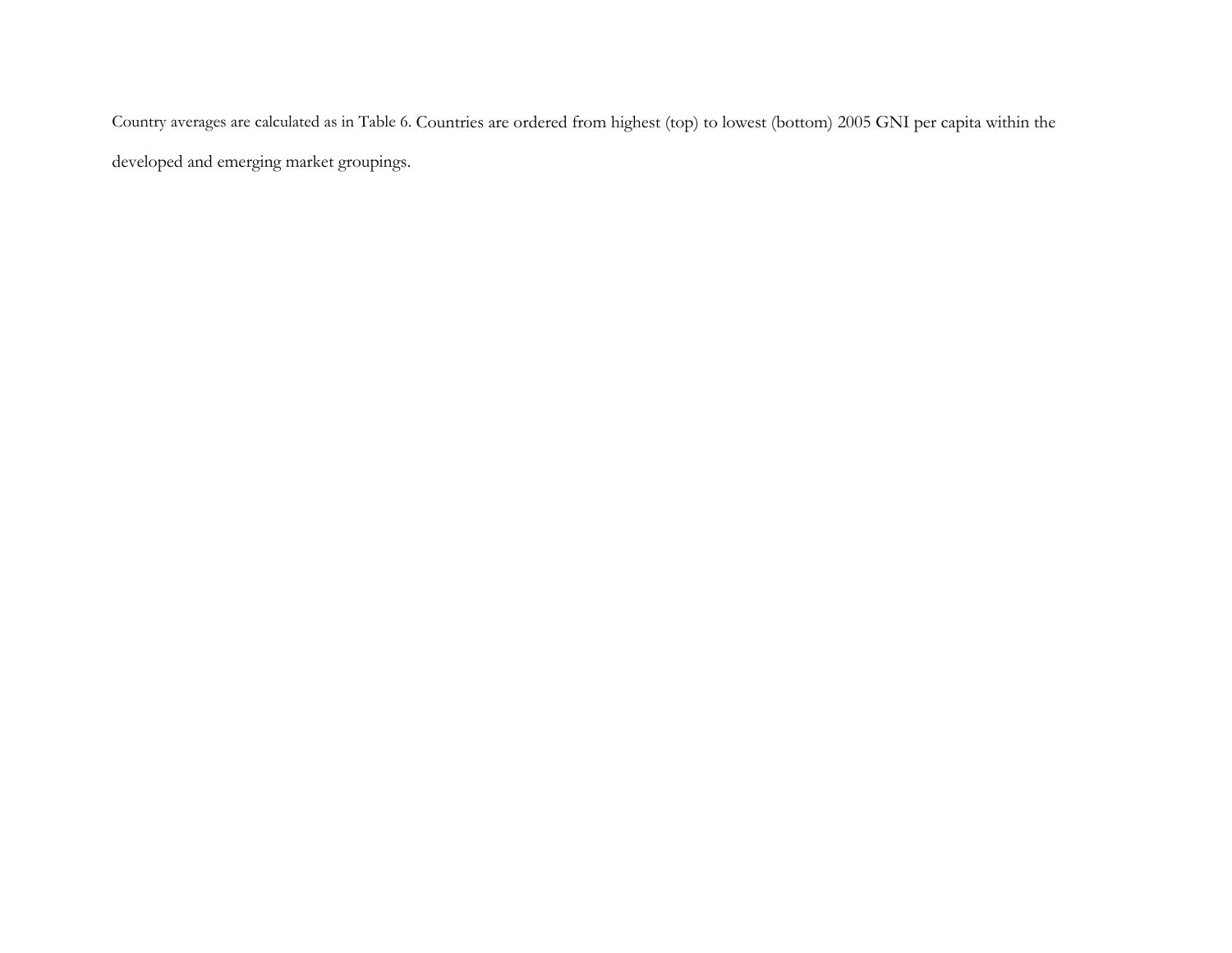Country averages are calculated as in Table 6. Countries are ordered from highest (top) to lowest (bottom) 2005 GNI per capita within the developed and emerging market groupings.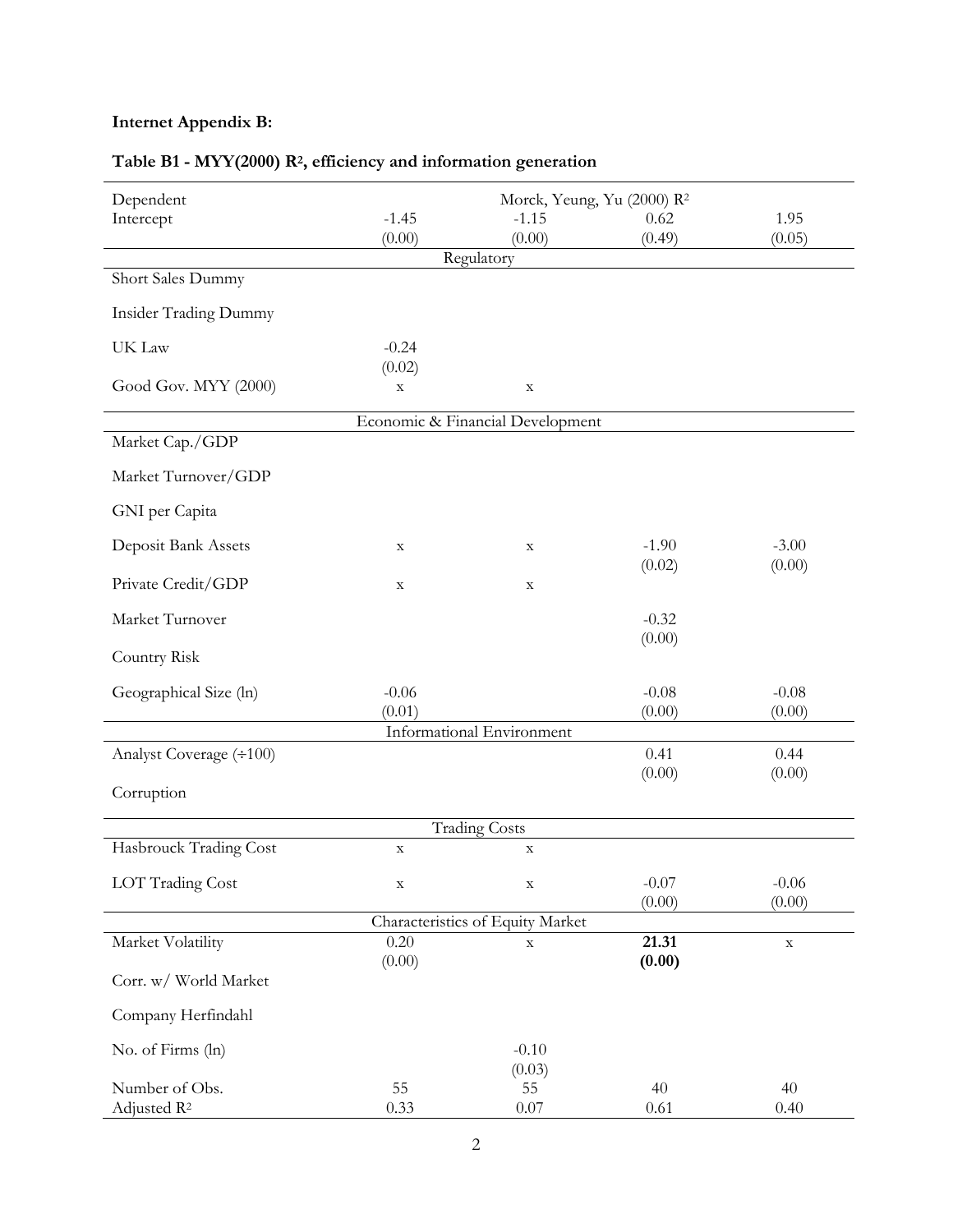**Internet Appendix B:**

**Table B1 - MYY(2000) $R^2$, efficiency and information generation**

| Dependent | Morck, Yeung, Yu (2000) $R^2$ | | | |
|---|---|---|---|---|
| Intercept | -1.45 | -1.15 | 0.62 | 1.95 |
| | (0.00) | (0.00) | (0.49) | (0.05) |
| **Regulatory** | | | | |
| Short Sales Dummy | | | | |
| Insider Trading Dummy | | | | |
| UK Law | -0.24 | | | |
| | (0.02) | | | |
| Good Gov. MYY (2000) | x | x | | |
| **Economic & Financial Development** | | | | |
| Market Cap./GDP | | | | |
| Market Turnover/GDP | | | | |
| GNI per Capita | | | | |
| Deposit Bank Assets | x | x | -1.90 | -3.00 |
| | | | (0.02) | (0.00) |
| Private Credit/GDP | x | x | | |
| Market Turnover | | | -0.32 | |
| | | | (0.00) | |
| Country Risk | | | | |
| Geographical Size (ln) | -0.06 | | -0.08 | -0.08 |
| | (0.01) | | (0.00) | (0.00) |
| **Informational Environment** | | | | |
| Analyst Coverage (÷100) | | | 0.41 | 0.44 |
| | | | (0.00) | (0.00) |
| Corruption | | | | |
| **Trading Costs** | | | | |
| Hasbrouck Trading Cost | x | x | | |
| LOT Trading Cost | x | x | -0.07 | -0.06 |
| | | | (0.00) | (0.00) |
| **Characteristics of Equity Market** | | | | |
| Market Volatility | 0.20 | x | **21.31** | x |
| | (0.00) | | **(0.00)** | |
| Corr. w/ World Market | | | | |
| Company Herfindahl | | | | |
| No. of Firms (ln) | | -0.10 | | |
| | | (0.03) | | |
| Number of Obs. | 55 | 55 | 40 | 40 |
| Adjusted $R^2$ | 0.33 | 0.07 | 0.61 | 0.40 |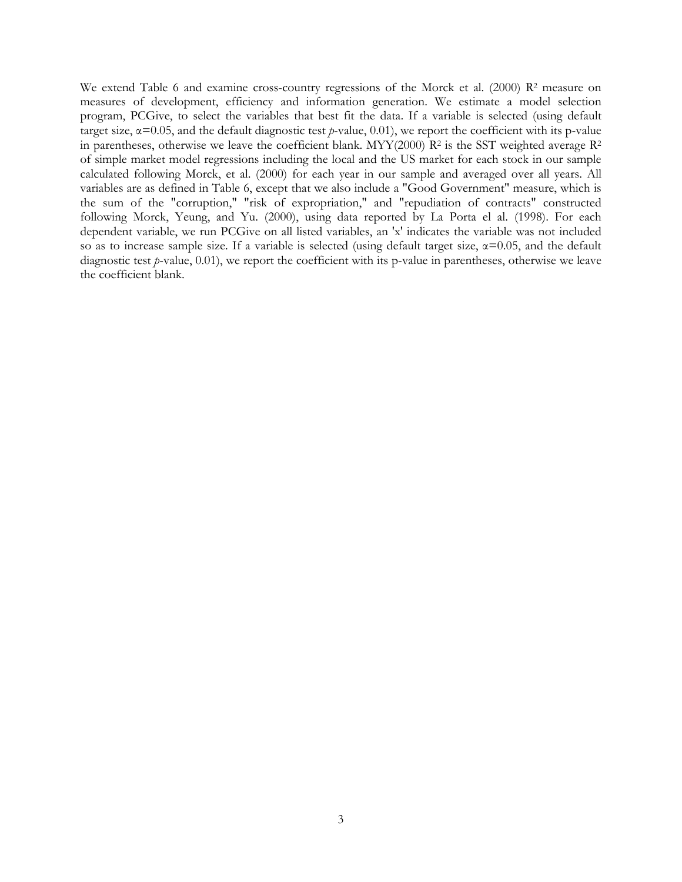We extend Table 6 and examine cross-country regressions of the Morck et al. (2000) $R^2$ measure on measures of development, efficiency and information generation. We estimate a model selection program, PCGive, to select the variables that best fit the data. If a variable is selected (using default target size, $\alpha$=0.05, and the default diagnostic test *p*-value, 0.01), we report the coefficient with its p-value in parentheses, otherwise we leave the coefficient blank. MYY(2000) $R^2$ is the SST weighted average $R^2$ of simple market model regressions including the local and the US market for each stock in our sample calculated following Morck, et al. (2000) for each year in our sample and averaged over all years. All variables are as defined in Table 6, except that we also include a "Good Government" measure, which is the sum of the "corruption," "risk of expropriation," and "repudiation of contracts" constructed following Morck, Yeung, and Yu. (2000), using data reported by La Porta el al. (1998). For each dependent variable, we run PCGive on all listed variables, an 'x' indicates the variable was not included so as to increase sample size. If a variable is selected (using default target size, $\alpha$=0.05, and the default diagnostic test *p*-value, 0.01), we report the coefficient with its p-value in parentheses, otherwise we leave the coefficient blank.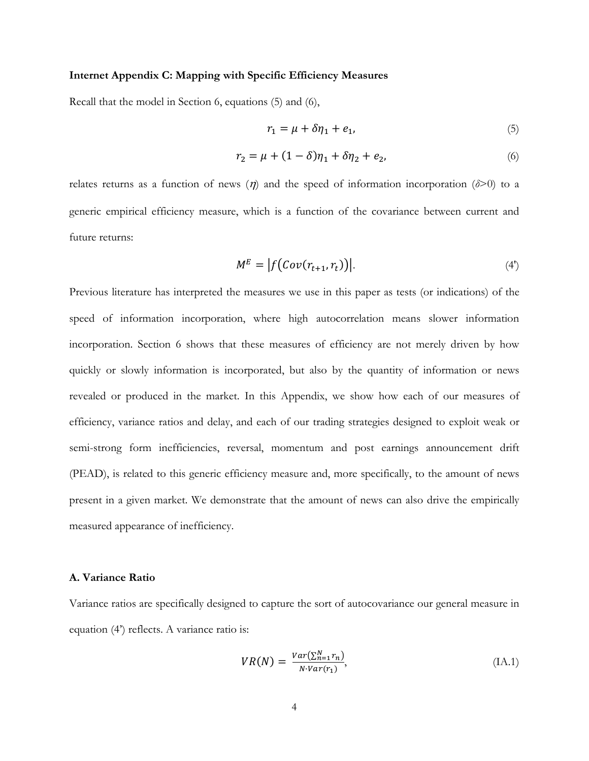**Internet Appendix C: Mapping with Specific Efficiency Measures**

Recall that the model in Section 6, equations (5) and (6),

$$r_1 = \mu + \delta\eta_1 + e_1, \tag{5}$$

$$r_2 = \mu + (1-\delta)\eta_1 + \delta\eta_2 + e_2, \tag{6}$$

relates returns as a function of news ($\eta$) and the speed of information incorporation ($\delta$>0) to a generic empirical efficiency measure, which is a function of the covariance between current and future returns:

$$M^E = \left| f\left(Cov(r_{t+1}, r_t)\right) \right|. \tag{4'}$$

Previous literature has interpreted the measures we use in this paper as tests (or indications) of the speed of information incorporation, where high autocorrelation means slower information incorporation. Section 6 shows that these measures of efficiency are not merely driven by how quickly or slowly information is incorporated, but also by the quantity of information or news revealed or produced in the market. In this Appendix, we show how each of our measures of efficiency, variance ratios and delay, and each of our trading strategies designed to exploit weak or semi-strong form inefficiencies, reversal, momentum and post earnings announcement drift (PEAD), is related to this generic efficiency measure and, more specifically, to the amount of news present in a given market. We demonstrate that the amount of news can also drive the empirically measured appearance of inefficiency.

**A. Variance Ratio**

Variance ratios are specifically designed to capture the sort of autocovariance our general measure in equation (4') reflects. A variance ratio is:

$$VR(N) = \frac{Var\left(\sum_{n=1}^{N} r_n\right)}{N \cdot Var(r_1)}, \tag{IA.1}$$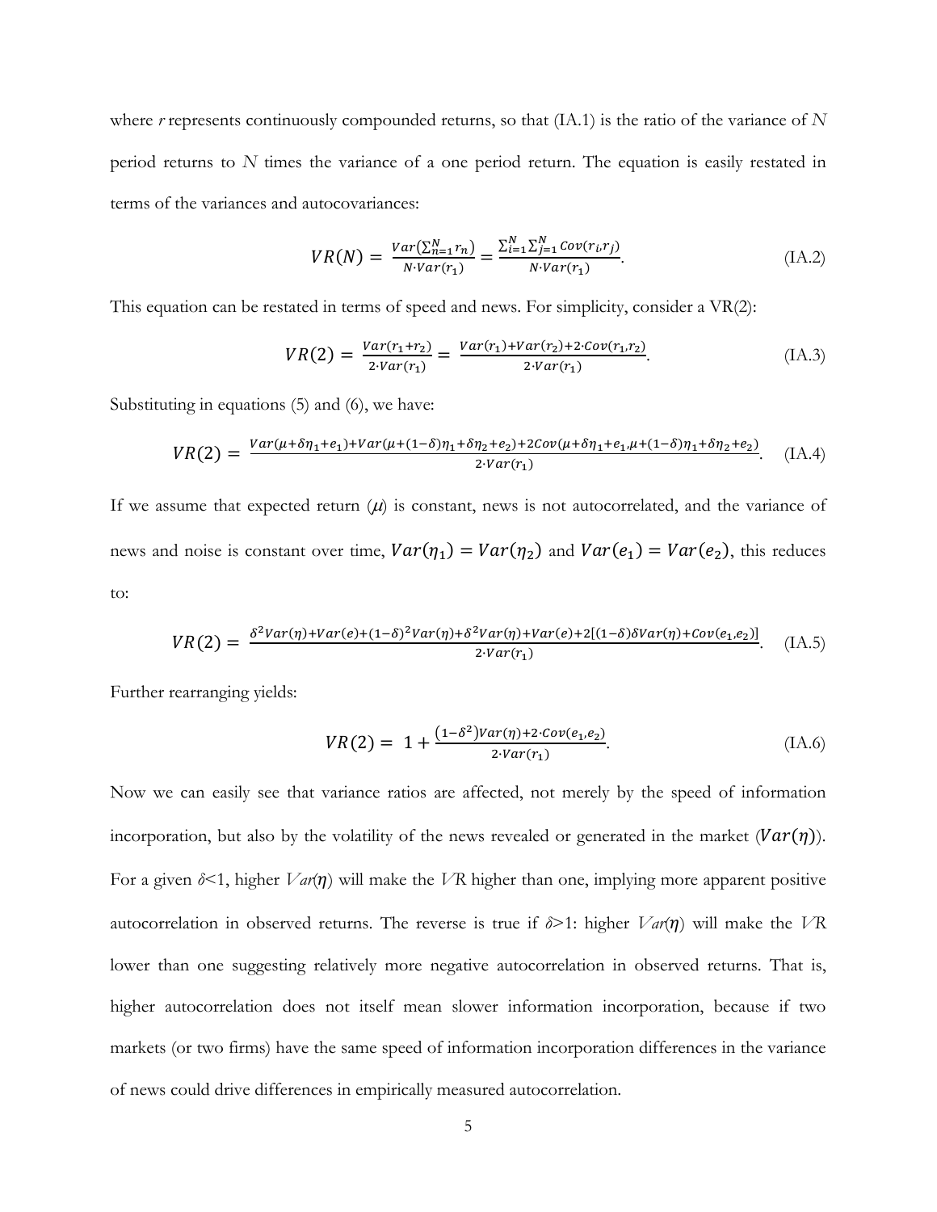where $r$ represents continuously compounded returns, so that (IA.1) is the ratio of the variance of $N$ period returns to $N$ times the variance of a one period return. The equation is easily restated in terms of the variances and autocovariances:

$$VR(N) = \frac{Var(\sum_{n=1}^{N} r_n)}{N \cdot Var(r_1)} = \frac{\sum_{i=1}^{N}\sum_{j=1}^{N} Cov(r_i, r_j)}{N \cdot Var(r_1)}. \tag{IA.2}$$

This equation can be restated in terms of speed and news. For simplicity, consider a VR(2):

$$VR(2) = \frac{Var(r_1 + r_2)}{2 \cdot Var(r_1)} = \frac{Var(r_1) + Var(r_2) + 2 \cdot Cov(r_1, r_2)}{2 \cdot Var(r_1)}. \tag{IA.3}$$

Substituting in equations (5) and (6), we have:

$$VR(2) = \frac{Var(\mu + \delta\eta_1 + e_1) + Var(\mu + (1-\delta)\eta_1 + \delta\eta_2 + e_2) + 2Cov(\mu + \delta\eta_1 + e_1, \mu + (1-\delta)\eta_1 + \delta\eta_2 + e_2)}{2 \cdot Var(r_1)}. \tag{IA.4}$$

If we assume that expected return ($\mu$) is constant, news is not autocorrelated, and the variance of news and noise is constant over time, $Var(\eta_1) = Var(\eta_2)$ and $Var(e_1) = Var(e_2)$, this reduces to:

$$VR(2) = \frac{\delta^2 Var(\eta) + Var(e) + (1-\delta)^2 Var(\eta) + \delta^2 Var(\eta) + Var(e) + 2[(1-\delta)\delta Var(\eta) + Cov(e_1, e_2)]}{2 \cdot Var(r_1)}. \tag{IA.5}$$

Further rearranging yields:

$$VR(2) = 1 + \frac{(1-\delta^2) Var(\eta) + 2 \cdot Cov(e_1, e_2)}{2 \cdot Var(r_1)}. \tag{IA.6}$$

Now we can easily see that variance ratios are affected, not merely by the speed of information incorporation, but also by the volatility of the news revealed or generated in the market ($Var(\eta)$). For a given $\delta<1$, higher $Var(\eta)$ will make the $VR$ higher than one, implying more apparent positive autocorrelation in observed returns. The reverse is true if $\delta>1$: higher $Var(\eta)$ will make the $VR$ lower than one suggesting relatively more negative autocorrelation in observed returns. That is, higher autocorrelation does not itself mean slower information incorporation, because if two markets (or two firms) have the same speed of information incorporation differences in the variance of news could drive differences in empirically measured autocorrelation.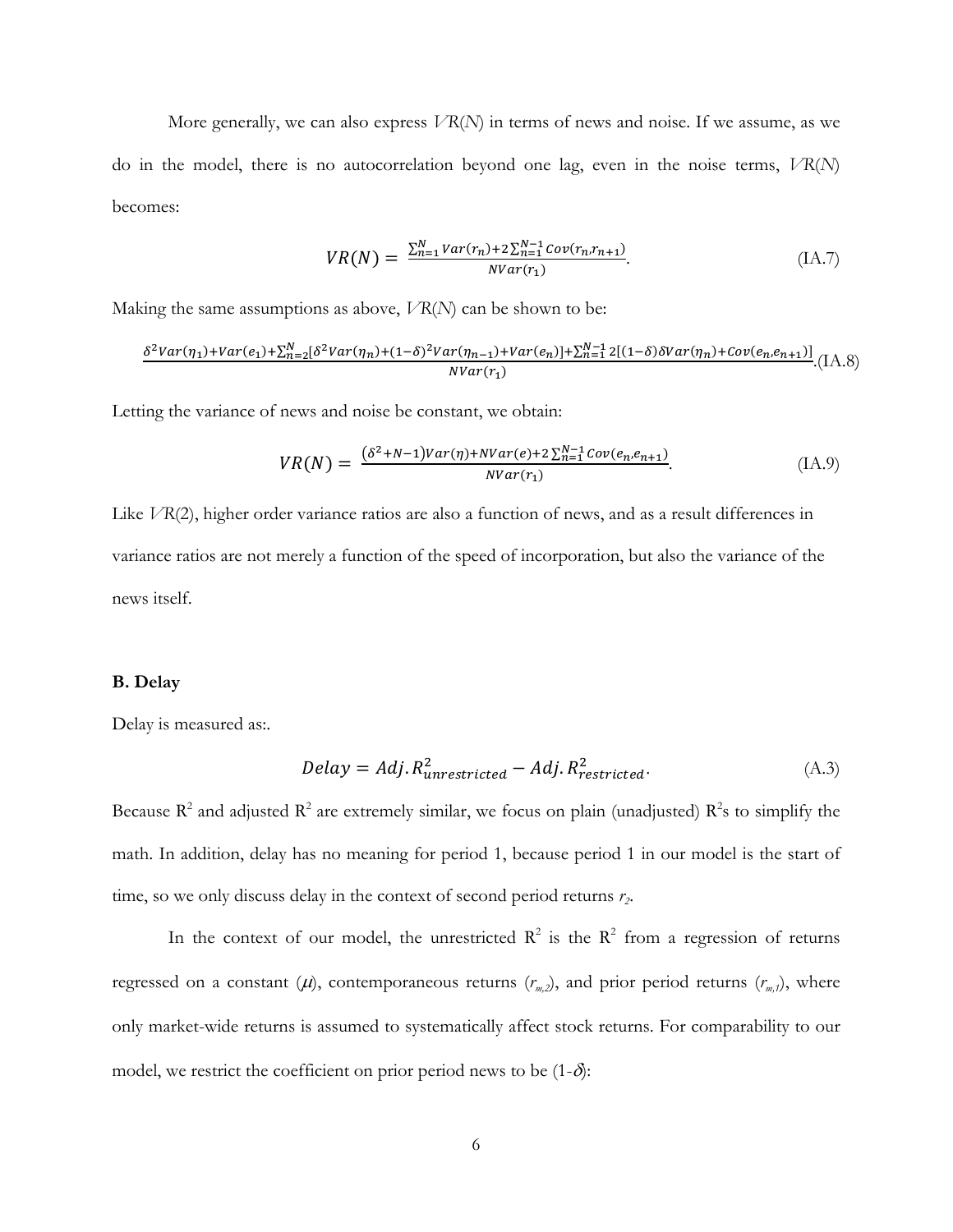More generally, we can also express $VR(N)$ in terms of news and noise. If we assume, as we do in the model, there is no autocorrelation beyond one lag, even in the noise terms, $VR(N)$ becomes:

$$VR(N) = \frac{\sum_{n=1}^{N} Var(r_n) + 2\sum_{n=1}^{N-1} Cov(r_n, r_{n+1})}{NVar(r_1)}. \tag{IA.7}$$

Making the same assumptions as above, $VR(N)$ can be shown to be:

$$\frac{\delta^2 Var(\eta_1) + Var(e_1) + \sum_{n=2}^{N}[\delta^2 Var(\eta_n) + (1-\delta)^2 Var(\eta_{n-1}) + Var(e_n)] + \sum_{n=1}^{N-1} 2[(1-\delta)\delta Var(\eta_n) + Cov(e_n, e_{n+1})]}{NVar(r_1)}. \tag{IA.8}$$

Letting the variance of news and noise be constant, we obtain:

$$VR(N) = \frac{(\delta^2 + N - 1)Var(\eta) + NVar(e) + 2\sum_{n=1}^{N-1} Cov(e_n, e_{n+1})}{NVar(r_1)}. \tag{IA.9}$$

Like $VR(2)$, higher order variance ratios are also a function of news, and as a result differences in variance ratios are not merely a function of the speed of incorporation, but also the variance of the news itself.

## B. Delay

Delay is measured as:.

$$Delay = Adj.R^2_{unrestricted} - Adj.R^2_{restricted}. \tag{A.3}$$

Because $R^2$ and adjusted $R^2$ are extremely similar, we focus on plain (unadjusted) $R^2$s to simplify the math. In addition, delay has no meaning for period 1, because period 1 in our model is the start of time, so we only discuss delay in the context of second period returns $r_2$.

In the context of our model, the unrestricted $R^2$ is the $R^2$ from a regression of returns regressed on a constant ($\mu$), contemporaneous returns ($r_{m,2}$), and prior period returns ($r_{m,1}$), where only market-wide returns is assumed to systematically affect stock returns. For comparability to our model, we restrict the coefficient on prior period news to be $(1-\delta)$: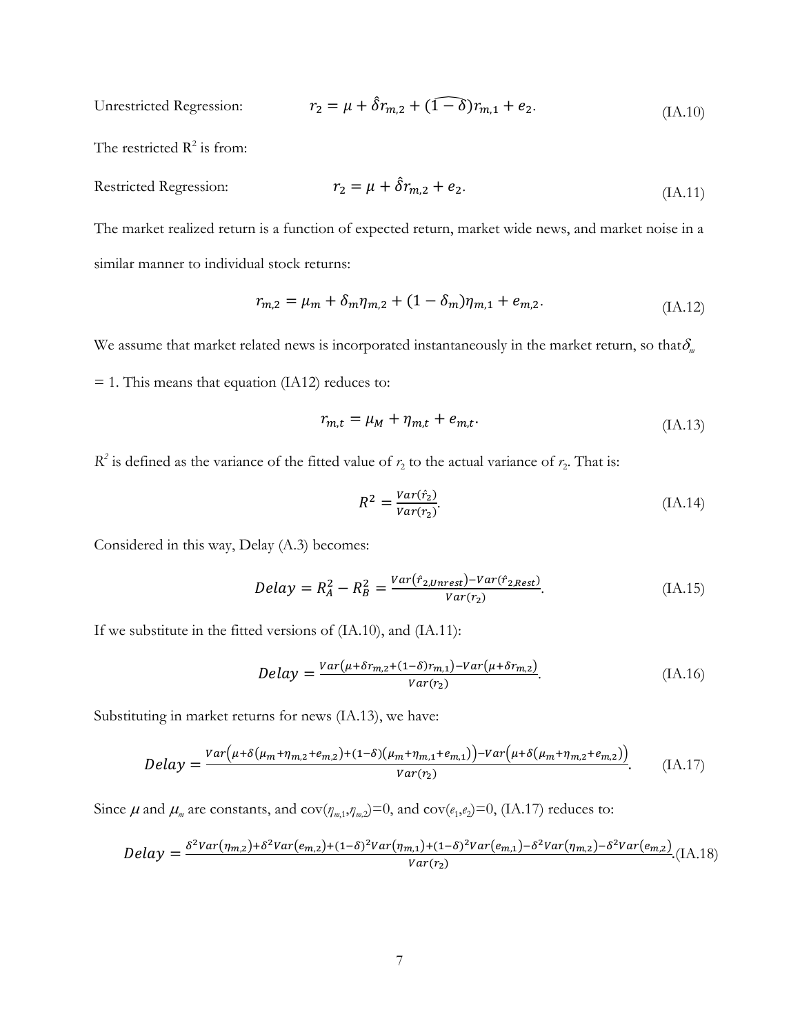Unrestricted Regression: $$r_2 = \mu + \hat{\delta} r_{m,2} + \widehat{(1-\delta)} r_{m,1} + e_2. \tag{IA.10}$$

The restricted $R^2$ is from:

Restricted Regression: $$r_2 = \mu + \hat{\delta} r_{m,2} + e_2. \tag{IA.11}$$

The market realized return is a function of expected return, market wide news, and market noise in a similar manner to individual stock returns:

$$r_{m,2} = \mu_m + \delta_m \eta_{m,2} + (1-\delta_m)\eta_{m,1} + e_{m,2}. \tag{IA.12}$$

We assume that market related news is incorporated instantaneously in the market return, so that $\delta_m = 1$. This means that equation (IA12) reduces to:

$$r_{m,t} = \mu_M + \eta_{m,t} + e_{m,t}. \tag{IA.13}$$

$R^2$ is defined as the variance of the fitted value of $r_2$ to the actual variance of $r_2$. That is:

$$R^2 = \frac{Var(\hat{r}_2)}{Var(r_2)}. \tag{IA.14}$$

Considered in this way, Delay (A.3) becomes:

$$Delay = R_A^2 - R_B^2 = \frac{Var(\hat{r}_{2,Unrest}) - Var(\hat{r}_{2,Rest})}{Var(r_2)}. \tag{IA.15}$$

If we substitute in the fitted versions of (IA.10), and (IA.11):

$$Delay = \frac{Var(\mu + \delta r_{m,2} + (1-\delta) r_{m,1}) - Var(\mu + \delta r_{m,2})}{Var(r_2)}. \tag{IA.16}$$

Substituting in market returns for news (IA.13), we have:

$$Delay = \frac{Var\big(\mu + \delta(\mu_m + \eta_{m,2} + e_{m,2}) + (1-\delta)(\mu_m + \eta_{m,1} + e_{m,1})\big) - Var\big(\mu + \delta(\mu_m + \eta_{m,2} + e_{m,2})\big)}{Var(r_2)}. \tag{IA.17}$$

Since $\mu$ and $\mu_m$ are constants, and $\text{cov}(\eta_{m,1}, \eta_{m,2}) = 0$, and $\text{cov}(e_1, e_2) = 0$, (IA.17) reduces to:

$$Delay = \frac{\delta^2 Var(\eta_{m,2}) + \delta^2 Var(e_{m,2}) + (1-\delta)^2 Var(\eta_{m,1}) + (1-\delta)^2 Var(e_{m,1}) - \delta^2 Var(\eta_{m,2}) - \delta^2 Var(e_{m,2})}{Var(r_2)}. \tag{IA.18}$$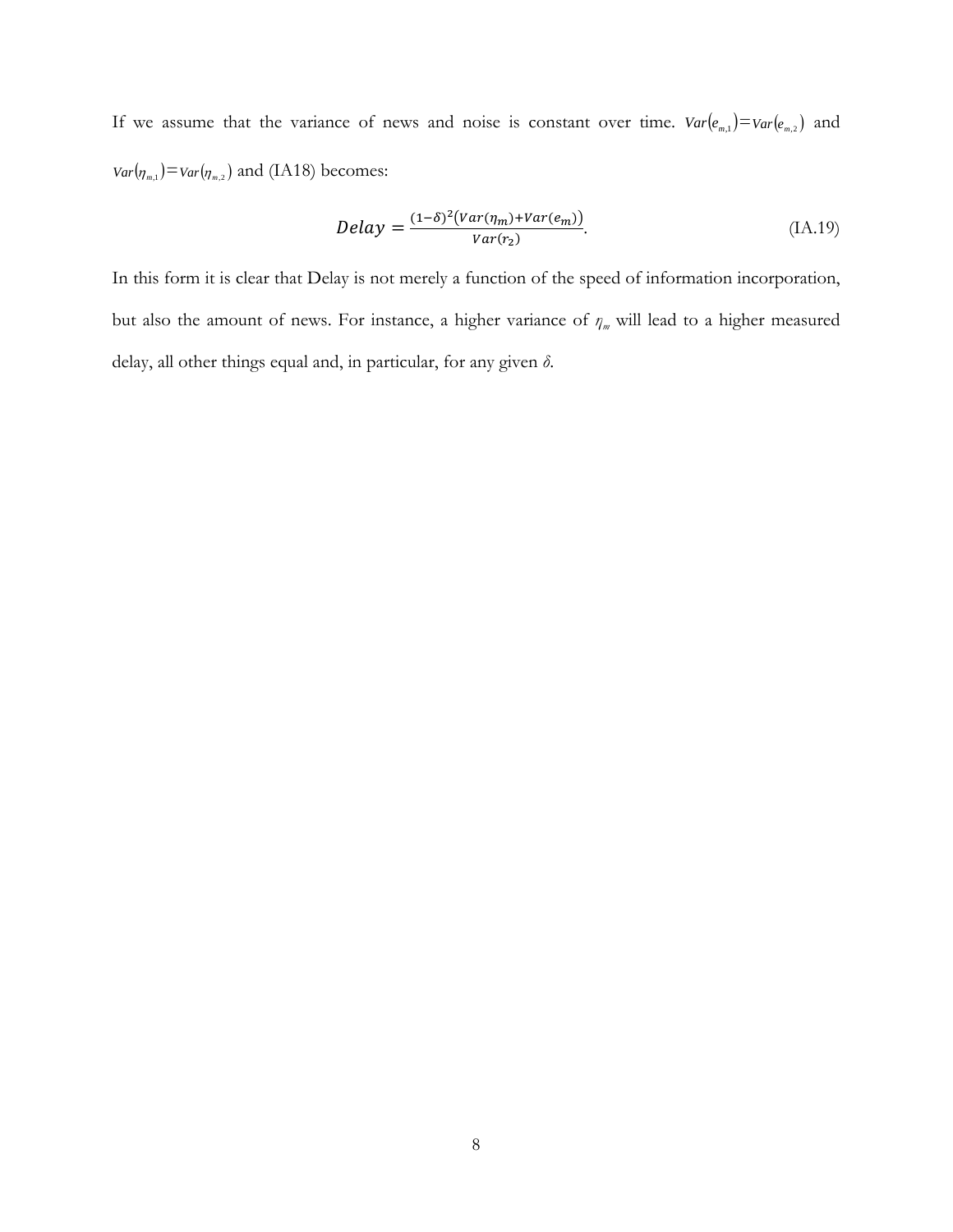If we assume that the variance of news and noise is constant over time. $Var(e_{m,1})=Var(e_{m,2})$ and $Var(\eta_{m,1})=Var(\eta_{m,2})$ and (IA18) becomes:

$$Delay = \frac{(1-\delta)^2(Var(\eta_m)+Var(e_m))}{Var(r_2)}. \tag{IA.19}$$

In this form it is clear that Delay is not merely a function of the speed of information incorporation, but also the amount of news. For instance, a higher variance of $\eta_m$ will lead to a higher measured delay, all other things equal and, in particular, for any given $\delta$.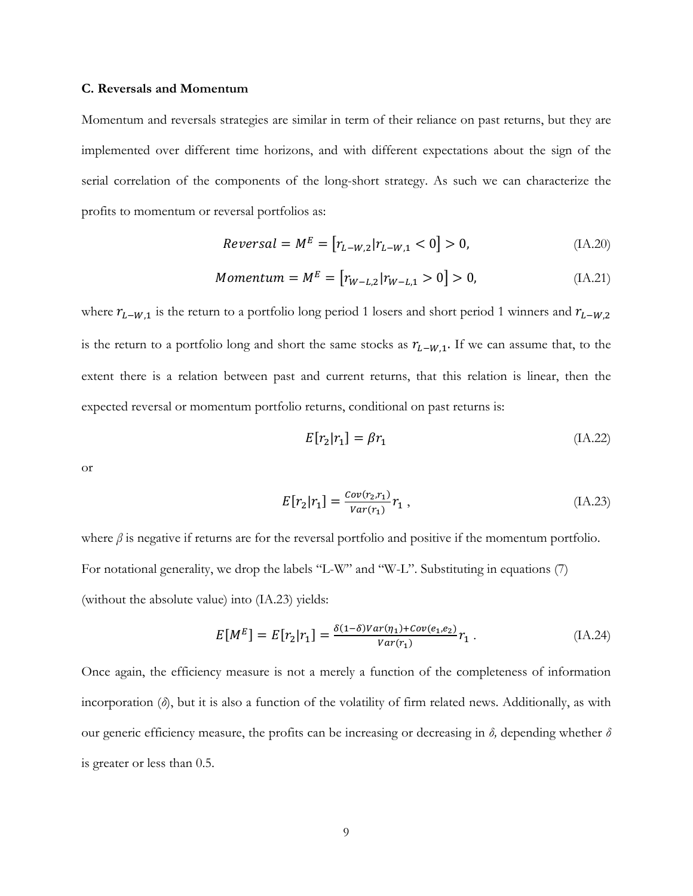**C. Reversals and Momentum**

Momentum and reversals strategies are similar in term of their reliance on past returns, but they are implemented over different time horizons, and with different expectations about the sign of the serial correlation of the components of the long-short strategy. As such we can characterize the profits to momentum or reversal portfolios as:

$$Reversal = M^E = \left[r_{L-W,2} | r_{L-W,1} < 0\right] > 0, \tag{IA.20}$$

$$Momentum = M^E = \left[r_{W-L,2} | r_{W-L,1} > 0\right] > 0, \tag{IA.21}$$

where $r_{L-W,1}$ is the return to a portfolio long period 1 losers and short period 1 winners and $r_{L-W,2}$ is the return to a portfolio long and short the same stocks as $r_{L-W,1}$. If we can assume that, to the extent there is a relation between past and current returns, that this relation is linear, then the expected reversal or momentum portfolio returns, conditional on past returns is:

$$E[r_2|r_1] = \beta r_1 \tag{IA.22}$$

or

$$E[r_2|r_1] = \frac{Cov(r_2, r_1)}{Var(r_1)} r_1 \,, \tag{IA.23}$$

where $\beta$ is negative if returns are for the reversal portfolio and positive if the momentum portfolio. For notational generality, we drop the labels "L-W" and "W-L". Substituting in equations (7) (without the absolute value) into (IA.23) yields:

$$E[M^E] = E[r_2|r_1] = \frac{\delta(1-\delta)Var(\eta_1) + Cov(e_1, e_2)}{Var(r_1)} r_1 \,. \tag{IA.24}$$

Once again, the efficiency measure is not a merely a function of the completeness of information incorporation ($\delta$), but it is also a function of the volatility of firm related news. Additionally, as with our generic efficiency measure, the profits can be increasing or decreasing in $\delta$, depending whether $\delta$ is greater or less than 0.5.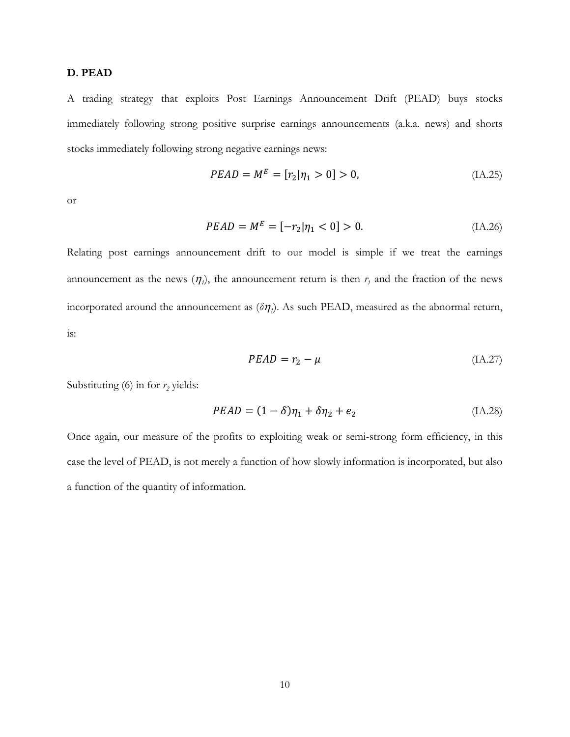### D. PEAD

A trading strategy that exploits Post Earnings Announcement Drift (PEAD) buys stocks immediately following strong positive surprise earnings announcements (a.k.a. news) and shorts stocks immediately following strong negative earnings news:

$$PEAD = M^E = [r_2|\eta_1 > 0] > 0, \tag{IA.25}$$

or

$$PEAD = M^E = [-r_2|\eta_1 < 0] > 0. \tag{IA.26}$$

Relating post earnings announcement drift to our model is simple if we treat the earnings announcement as the news ($\eta_1$), the announcement return is then $r_1$ and the fraction of the news incorporated around the announcement as ($\delta\eta_1$). As such PEAD, measured as the abnormal return, is:

$$PEAD = r_2 - \mu \tag{IA.27}$$

Substituting (6) in for $r_2$ yields:

$$PEAD = (1 - \delta)\eta_1 + \delta\eta_2 + e_2 \tag{IA.28}$$

Once again, our measure of the profits to exploiting weak or semi-strong form efficiency, in this case the level of PEAD, is not merely a function of how slowly information is incorporated, but also a function of the quantity of information.